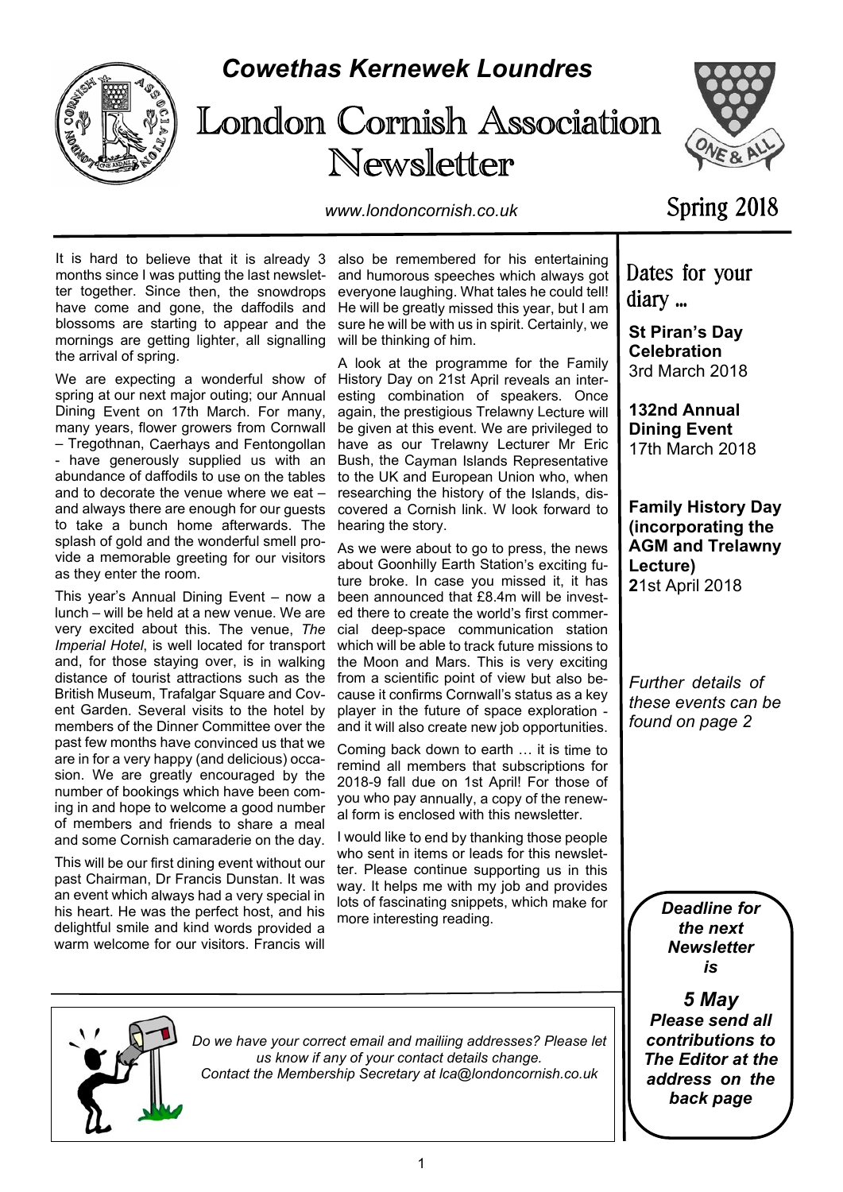# *Cowethas Kernewek Loundres*

# London Cornish Association Newsletter

*www.londoncornish.co.uk*

Spring 2018

It is hard to believe that it is already 3 months since I was putting the last newsletter together. Since then, the snowdrops have come and gone, the daffodils and blossoms are starting to appear and the mornings are getting lighter, all signalling the arrival of spring.

We are expecting a wonderful show of spring at our next major outing; our Annual Dining Event on 17th March. For many, many years, flower growers from Cornwall – Tregothnan, Caerhays and Fentongollan - have generously supplied us with an abundance of daffodils to use on the tables and to decorate the venue where we eat – and always there are enough for our guests to take a bunch home afterwards. The splash of gold and the wonderful smell provide a memorable greeting for our visitors as they enter the room.

This year's Annual Dining Event – now a lunch – will be held at a new venue. We are very excited about this. The venue, *The Imperial Hotel*, is well located for transport and, for those staying over, is in walking distance of tourist attractions such as the British Museum, Trafalgar Square and Covent Garden. Several visits to the hotel by members of the Dinner Committee over the past few months have convinced us that we are in for a very happy (and delicious) occasion. We are greatly encouraged by the number of bookings which have been coming in and hope to welcome a good number of members and friends to share a meal and some Cornish camaraderie on the day.

This will be our first dining event without our past Chairman, Dr Francis Dunstan. It was an event which always had a very special in his heart. He was the perfect host, and his delightful smile and kind words provided a warm welcome for our visitors. Francis will also be remembered for his entertaining and humorous speeches which always got everyone laughing. What tales he could tell! He will be greatly missed this year, but I am sure he will be with us in spirit. Certainly, we will be thinking of him.

A look at the programme for the Family History Day on 21st April reveals an interesting combination of speakers. Once again, the prestigious Trelawny Lecture will be given at this event. We are privileged to have as our Trelawny Lecturer Mr Eric Bush, the Cayman Islands Representative to the UK and European Union who, when researching the history of the Islands, discovered a Cornish link. W look forward to hearing the story.

As we were about to go to press, the news about Goonhilly Earth Station's exciting future broke. In case you missed it, it has been announced that £8.4m will be invested there to create the world's first commercial deep-space communication station which will be able to track future missions to the Moon and Mars. This is very exciting from a scientific point of view but also because it confirms Cornwall's status as a key player in the future of space exploration - and it will also create new job opportunities.

Coming back down to earth … it is time to remind all members that subscriptions for 2018-9 fall due on 1st April! For those of you who pay annually, a copy of the renewal form is enclosed with this newsletter.

I would like to end by thanking those people who sent in items or leads for this newsletter. Please continue supporting us in this way. It helps me with my job and provides lots of fascinating snippets, which make for more interesting reading.

## Dates for your diary ...

**St Piran's Day Celebration**
3rd March 2018

**132nd Annual Dining Event**
17th March 2018

**Family History Day (incorporating the AGM and Trelawny Lecture)**
**2**1st April 2018

*Further details of these events can be found on page 2*

***Deadline for the next Newsletter is***

***5 May***
***Please send all contributions to The Editor at the address on the back page***

*Do we have your correct email and mailiing addresses? Please let us know if any of your contact details change. Contact the Membership Secretary at lca@londoncornish.co.uk*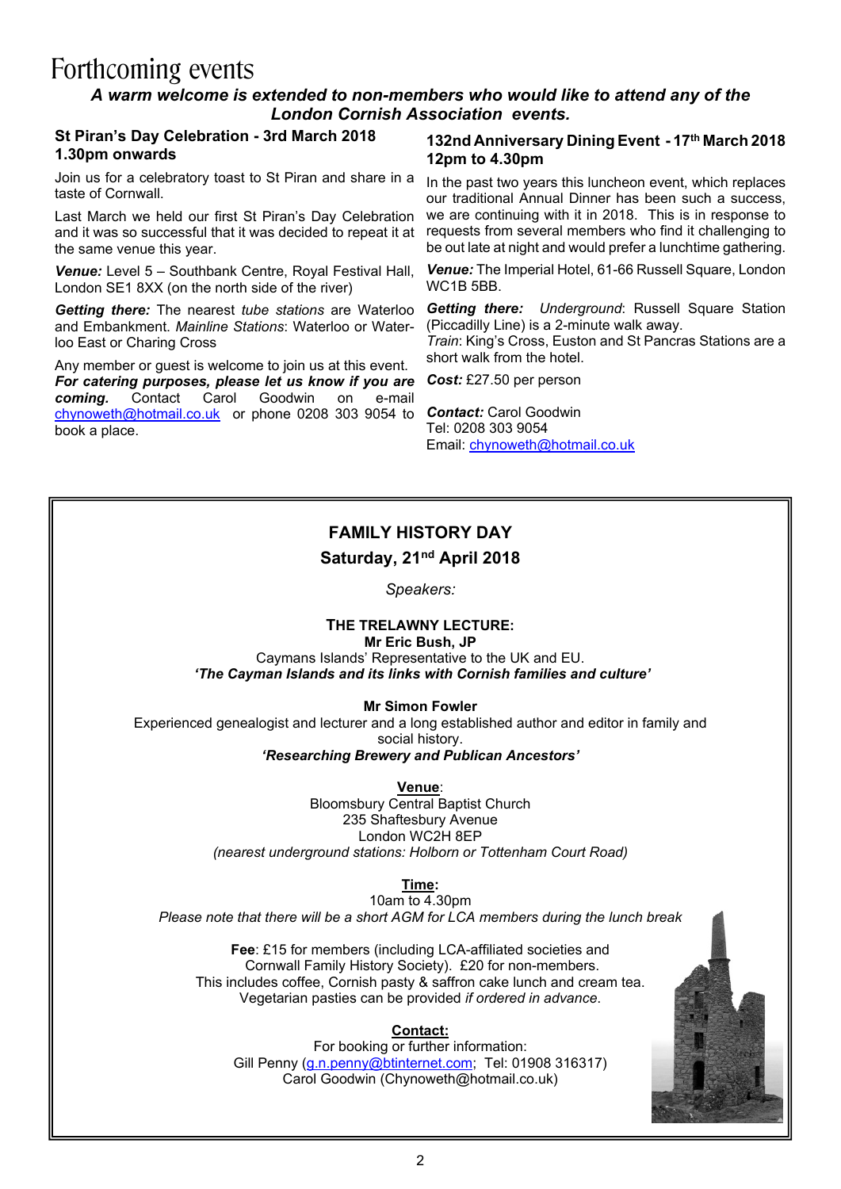# Forthcoming events

***A warm welcome is extended to non-members who would like to attend any of the London Cornish Association events.***

## St Piran's Day Celebration - 3rd March 2018 1.30pm onwards

Join us for a celebratory toast to St Piran and share in a taste of Cornwall.

Last March we held our first St Piran's Day Celebration and it was so successful that it was decided to repeat it at the same venue this year.

***Venue:*** Level 5 – Southbank Centre, Royal Festival Hall, London SE1 8XX (on the north side of the river)

***Getting there:*** The nearest *tube stations* are Waterloo and Embankment. *Mainline Stations*: Waterloo or Waterloo East or Charing Cross

Any member or guest is welcome to join us at this event. ***For catering purposes, please let us know if you are coming.*** Contact Carol Goodwin on e-mail chynoweth@hotmail.co.uk or phone 0208 303 9054 to book a place.

## 132nd Anniversary Dining Event - 17th March 2018 12pm to 4.30pm

In the past two years this luncheon event, which replaces our traditional Annual Dinner has been such a success, we are continuing with it in 2018. This is in response to requests from several members who find it challenging to be out late at night and would prefer a lunchtime gathering.

***Venue:*** The Imperial Hotel, 61-66 Russell Square, London WC1B 5BB.

***Getting there:*** *Underground*: Russell Square Station (Piccadilly Line) is a 2-minute walk away.
*Train*: King's Cross, Euston and St Pancras Stations are a short walk from the hotel.

***Cost:*** £27.50 per person

***Contact:*** Carol Goodwin
Tel: 0208 303 9054
Email: chynoweth@hotmail.co.uk

## FAMILY HISTORY DAY

### Saturday, 21nd April 2018

*Speakers:*

**THE TRELAWNY LECTURE:**
**Mr Eric Bush, JP**
Caymans Islands' Representative to the UK and EU.
***'The Cayman Islands and its links with Cornish families and culture'***

**Mr Simon Fowler**
Experienced genealogist and lecturer and a long established author and editor in family and social history.
***'Researching Brewery and Publican Ancestors'***

**Venue**:
Bloomsbury Central Baptist Church
235 Shaftesbury Avenue
London WC2H 8EP
*(nearest underground stations: Holborn or Tottenham Court Road)*

**Time:**
10am to 4.30pm
*Please note that there will be a short AGM for LCA members during the lunch break*

**Fee**: £15 for members (including LCA-affiliated societies and Cornwall Family History Society). £20 for non-members.
This includes coffee, Cornish pasty & saffron cake lunch and cream tea.
Vegetarian pasties can be provided *if ordered in advance.*

**Contact:**
For booking or further information:
Gill Penny (g.n.penny@btinternet.com; Tel: 01908 316317)
Carol Goodwin (Chynoweth@hotmail.co.uk)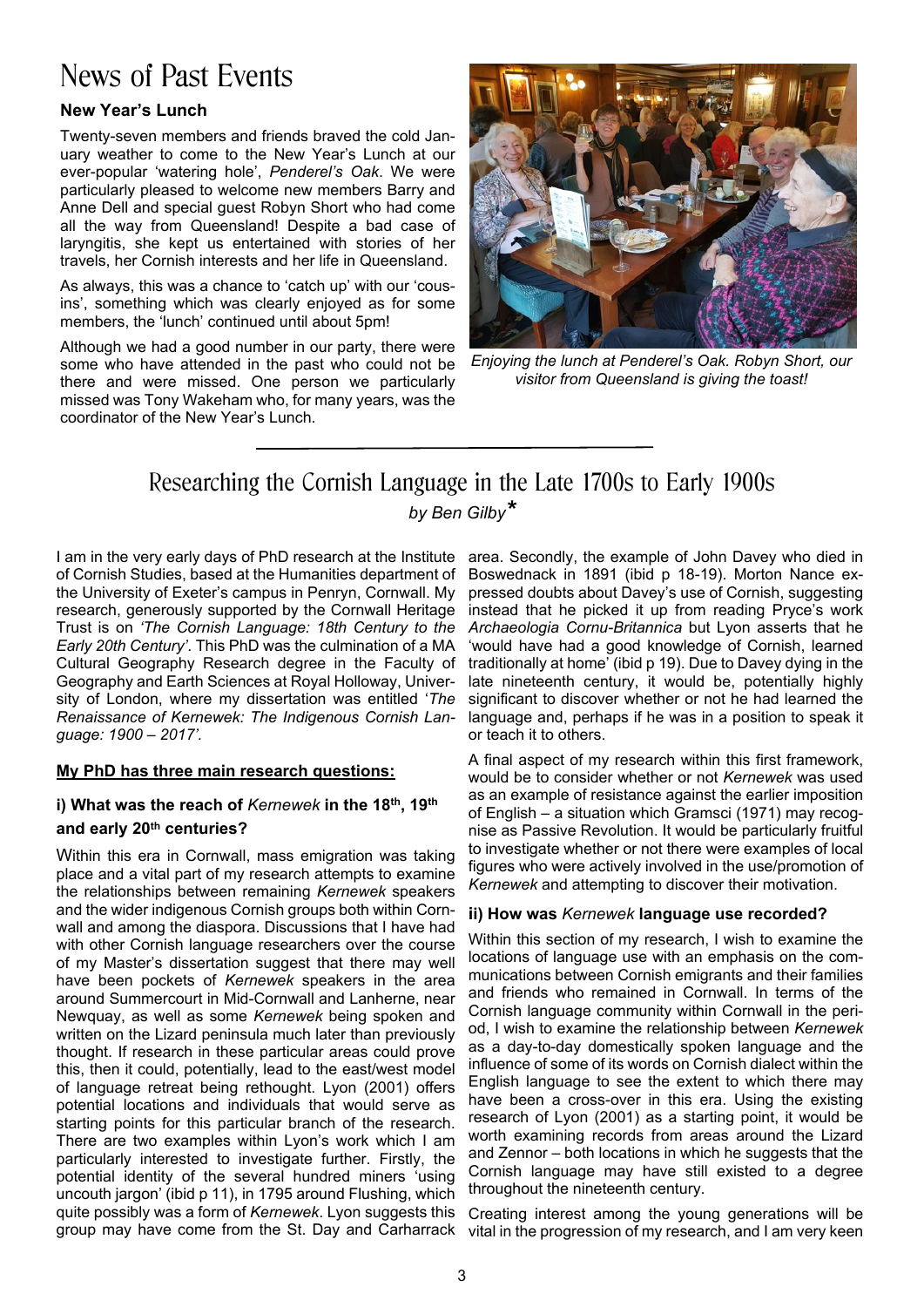# News of Past Events

### New Year's Lunch

Twenty-seven members and friends braved the cold January weather to come to the New Year's Lunch at our ever-popular 'watering hole', *Penderel's Oak*. We were particularly pleased to welcome new members Barry and Anne Dell and special guest Robyn Short who had come all the way from Queensland! Despite a bad case of laryngitis, she kept us entertained with stories of her travels, her Cornish interests and her life in Queensland.

As always, this was a chance to 'catch up' with our 'cousins', something which was clearly enjoyed as for some members, the 'lunch' continued until about 5pm!

Although we had a good number in our party, there were some who have attended in the past who could not be there and were missed. One person we particularly missed was Tony Wakeham who, for many years, was the coordinator of the New Year's Lunch.

*Enjoying the lunch at Penderel's Oak. Robyn Short, our visitor from Queensland is giving the toast!*

---

# Researching the Cornish Language in the Late 1700s to Early 1900s

*by Ben Gilby**

I am in the very early days of PhD research at the Institute of Cornish Studies, based at the Humanities department of the University of Exeter's campus in Penryn, Cornwall. My research, generously supported by the Cornwall Heritage Trust is on *'The Cornish Language: 18th Century to the Early 20th Century'*. This PhD was the culmination of a MA Cultural Geography Research degree in the Faculty of Geography and Earth Sciences at Royal Holloway, University of London, where my dissertation was entitled '*The Renaissance of Kernewek: The Indigenous Cornish Language: 1900 – 2017'*.

**My PhD has three main research questions:**

### i) What was the reach of *Kernewek* in the 18th, 19th and early 20th centuries?

Within this era in Cornwall, mass emigration was taking place and a vital part of my research attempts to examine the relationships between remaining *Kernewek* speakers and the wider indigenous Cornish groups both within Cornwall and among the diaspora. Discussions that I have had with other Cornish language researchers over the course of my Master's dissertation suggest that there may well have been pockets of *Kernewek* speakers in the area around Summercourt in Mid-Cornwall and Lanherne, near Newquay, as well as some *Kernewek* being spoken and written on the Lizard peninsula much later than previously thought. If research in these particular areas could prove this, then it could, potentially, lead to the east/west model of language retreat being rethought. Lyon (2001) offers potential locations and individuals that would serve as starting points for this particular branch of the research. There are two examples within Lyon's work which I am particularly interested to investigate further. Firstly, the potential identity of the several hundred miners 'using uncouth jargon' (ibid p 11), in 1795 around Flushing, which quite possibly was a form of *Kernewek*. Lyon suggests this group may have come from the St. Day and Carharrack area. Secondly, the example of John Davey who died in Boswednack in 1891 (ibid p 18-19). Morton Nance expressed doubts about Davey's use of Cornish, suggesting instead that he picked it up from reading Pryce's work *Archaeologia Cornu-Britannica* but Lyon asserts that he 'would have had a good knowledge of Cornish, learned traditionally at home' (ibid p 19). Due to Davey dying in the late nineteenth century, it would be, potentially highly significant to discover whether or not he had learned the language and, perhaps if he was in a position to speak it or teach it to others.

A final aspect of my research within this first framework, would be to consider whether or not *Kernewek* was used as an example of resistance against the earlier imposition of English – a situation which Gramsci (1971) may recognise as Passive Revolution. It would be particularly fruitful to investigate whether or not there were examples of local figures who were actively involved in the use/promotion of *Kernewek* and attempting to discover their motivation.

### ii) How was *Kernewek* language use recorded?

Within this section of my research, I wish to examine the locations of language use with an emphasis on the communications between Cornish emigrants and their families and friends who remained in Cornwall. In terms of the Cornish language community within Cornwall in the period, I wish to examine the relationship between *Kernewek* as a day-to-day domestically spoken language and the influence of some of its words on Cornish dialect within the English language to see the extent to which there may have been a cross-over in this era. Using the existing research of Lyon (2001) as a starting point, it would be worth examining records from areas around the Lizard and Zennor – both locations in which he suggests that the Cornish language may have still existed to a degree throughout the nineteenth century.

Creating interest among the young generations will be vital in the progression of my research, and I am very keen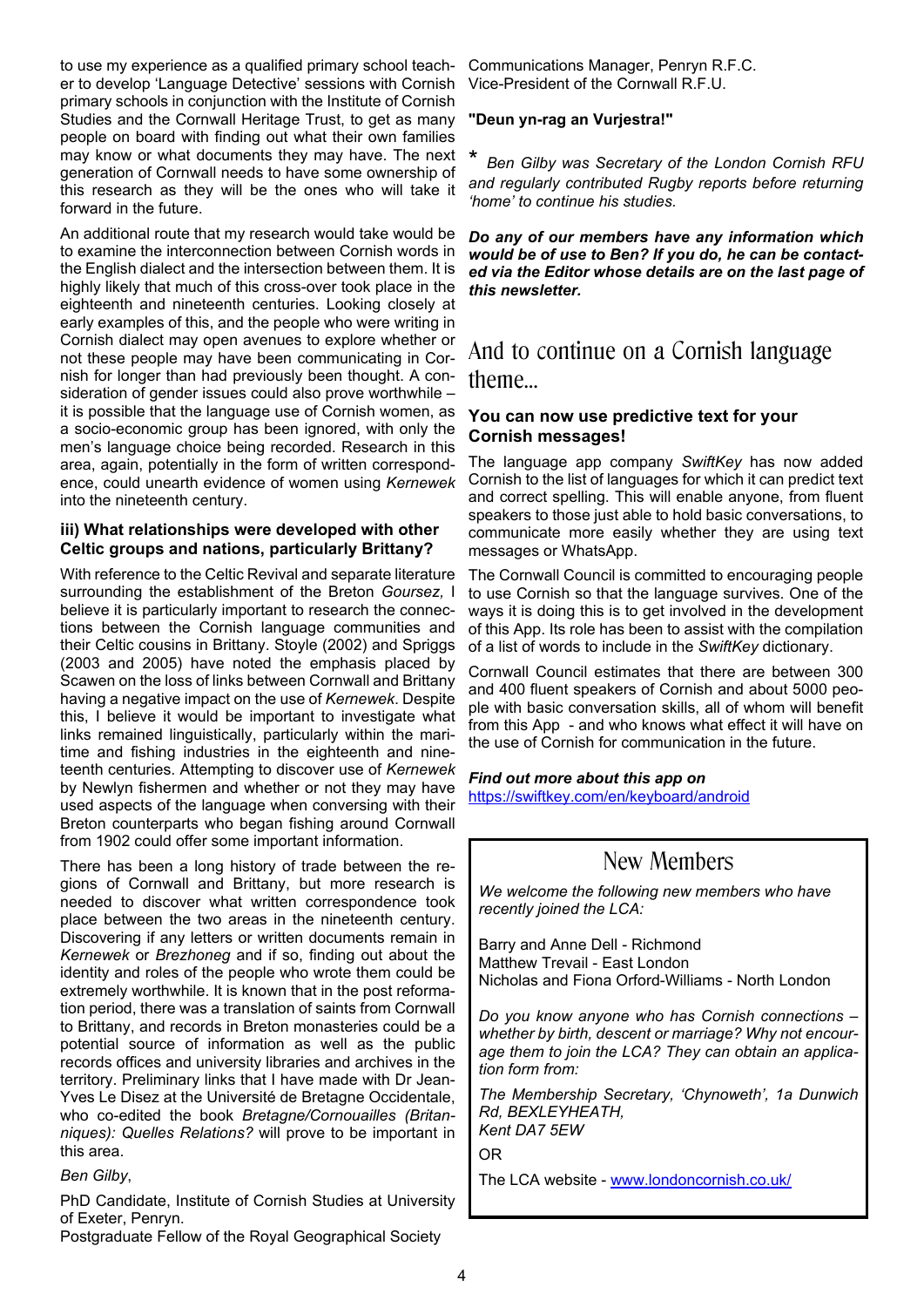to use my experience as a qualified primary school teacher to develop 'Language Detective' sessions with Cornish primary schools in conjunction with the Institute of Cornish Studies and the Cornwall Heritage Trust, to get as many people on board with finding out what their own families may know or what documents they may have. The next generation of Cornwall needs to have some ownership of this research as they will be the ones who will take it forward in the future.

An additional route that my research would take would be to examine the interconnection between Cornish words in the English dialect and the intersection between them. It is highly likely that much of this cross-over took place in the eighteenth and nineteenth centuries. Looking closely at early examples of this, and the people who were writing in Cornish dialect may open avenues to explore whether or not these people may have been communicating in Cornish for longer than had previously been thought. A consideration of gender issues could also prove worthwhile – it is possible that the language use of Cornish women, as a socio-economic group has been ignored, with only the men's language choice being recorded. Research in this area, again, potentially in the form of written correspondence, could unearth evidence of women using *Kernewek* into the nineteenth century.

### iii) What relationships were developed with other Celtic groups and nations, particularly Brittany?

With reference to the Celtic Revival and separate literature surrounding the establishment of the Breton *Goursez,* I believe it is particularly important to research the connections between the Cornish language communities and their Celtic cousins in Brittany. Stoyle (2002) and Spriggs (2003 and 2005) have noted the emphasis placed by Scawen on the loss of links between Cornwall and Brittany having a negative impact on the use of *Kernewek*. Despite this, I believe it would be important to investigate what links remained linguistically, particularly within the maritime and fishing industries in the eighteenth and nineteenth centuries. Attempting to discover use of *Kernewek* by Newlyn fishermen and whether or not they may have used aspects of the language when conversing with their Breton counterparts who began fishing around Cornwall from 1902 could offer some important information.

There has been a long history of trade between the regions of Cornwall and Brittany, but more research is needed to discover what written correspondence took place between the two areas in the nineteenth century. Discovering if any letters or written documents remain in *Kernewek* or *Brezhoneg* and if so, finding out about the identity and roles of the people who wrote them could be extremely worthwhile. It is known that in the post reformation period, there was a translation of saints from Cornwall to Brittany, and records in Breton monasteries could be a potential source of information as well as the public records offices and university libraries and archives in the territory. Preliminary links that I have made with Dr Jean-Yves Le Disez at the Université de Bretagne Occidentale, who co-edited the book *Bretagne/Cornouailles (Britanniques): Quelles Relations?* will prove to be important in this area.

*Ben Gilby*,

PhD Candidate, Institute of Cornish Studies at University of Exeter, Penryn.
Postgraduate Fellow of the Royal Geographical Society
Communications Manager, Penryn R.F.C.
Vice-President of the Cornwall R.F.U.

**"Deun yn-rag an Vurjestra!"**

\* *Ben Gilby was Secretary of the London Cornish RFU and regularly contributed Rugby reports before returning 'home' to continue his studies.*

***Do any of our members have any information which would be of use to Ben? If you do, he can be contacted via the Editor whose details are on the last page of this newsletter.***

## And to continue on a Cornish language theme...

### You can now use predictive text for your Cornish messages!

The language app company *SwiftKey* has now added Cornish to the list of languages for which it can predict text and correct spelling. This will enable anyone, from fluent speakers to those just able to hold basic conversations, to communicate more easily whether they are using text messages or WhatsApp.

The Cornwall Council is committed to encouraging people to use Cornish so that the language survives. One of the ways it is doing this is to get involved in the development of this App. Its role has been to assist with the compilation of a list of words to include in the *SwiftKey* dictionary.

Cornwall Council estimates that there are between 300 and 400 fluent speakers of Cornish and about 5000 people with basic conversation skills, all of whom will benefit from this App - and who knows what effect it will have on the use of Cornish for communication in the future.

***Find out more about this app on***
https://swiftkey.com/en/keyboard/android

## New Members

*We welcome the following new members who have recently joined the LCA:*

Barry and Anne Dell - Richmond
Matthew Trevail - East London
Nicholas and Fiona Orford-Williams - North London

*Do you know anyone who has Cornish connections – whether by birth, descent or marriage? Why not encourage them to join the LCA? They can obtain an application form from:*

*The Membership Secretary, 'Chynoweth', 1a Dunwich Rd, BEXLEYHEATH,*
*Kent DA7 5EW*

OR

The LCA website - www.londoncornish.co.uk/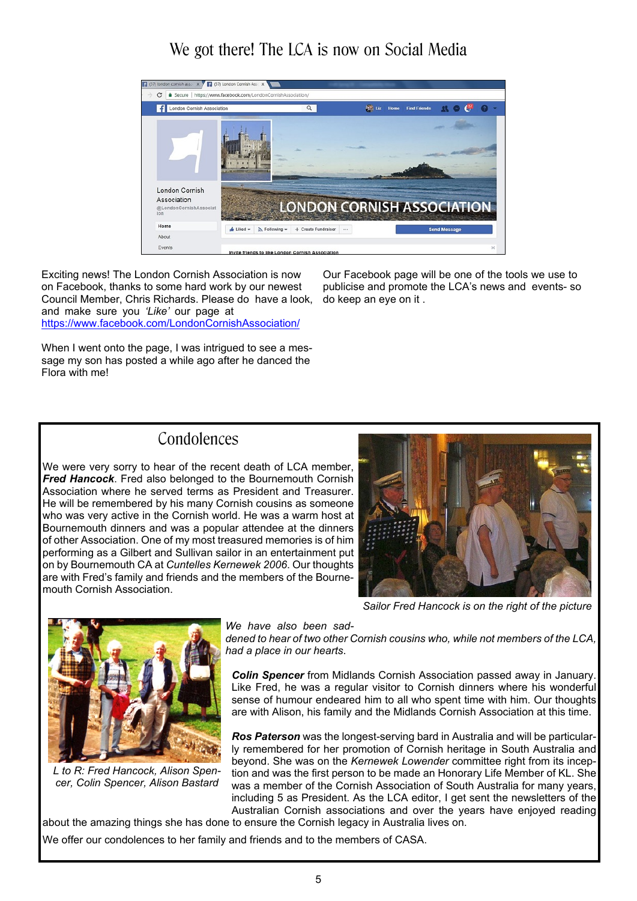# We got there! The LCA is now on Social Media

Exciting news! The London Cornish Association is now on Facebook, thanks to some hard work by our newest Council Member, Chris Richards. Please do have a look, and make sure you *'Like'* our page at https://www.facebook.com/LondonCornishAssociation/

When I went onto the page, I was intrigued to see a message my son has posted a while ago after he danced the Flora with me!

Our Facebook page will be one of the tools we use to publicise and promote the LCA's news and events- so do keep an eye on it .

## Condolences

We were very sorry to hear of the recent death of LCA member, ***Fred Hancock***. Fred also belonged to the Bournemouth Cornish Association where he served terms as President and Treasurer. He will be remembered by his many Cornish cousins as someone who was very active in the Cornish world. He was a warm host at Bournemouth dinners and was a popular attendee at the dinners of other Association. One of my most treasured memories is of him performing as a Gilbert and Sullivan sailor in an entertainment put on by Bournemouth CA at *Cuntelles Kernewek 2006*. Our thoughts are with Fred's family and friends and the members of the Bournemouth Cornish Association.

*Sailor Fred Hancock is on the right of the picture*

*We have also been saddened to hear of two other Cornish cousins who, while not members of the LCA, had a place in our hearts.*

***Colin Spencer*** from Midlands Cornish Association passed away in January. Like Fred, he was a regular visitor to Cornish dinners where his wonderful sense of humour endeared him to all who spent time with him. Our thoughts are with Alison, his family and the Midlands Cornish Association at this time.

***Ros Paterson*** was the longest-serving bard in Australia and will be particularly remembered for her promotion of Cornish heritage in South Australia and beyond. She was on the *Kernewek Lowender* committee right from its inception and was the first person to be made an Honorary Life Member of KL. She was a member of the Cornish Association of South Australia for many years, including 5 as President. As the LCA editor, I get sent the newsletters of the Australian Cornish associations and over the years have enjoyed reading about the amazing things she has done to ensure the Cornish legacy in Australia lives on.

We offer our condolences to her family and friends and to the members of CASA.

*L to R: Fred Hancock, Alison Spencer, Colin Spencer, Alison Bastard*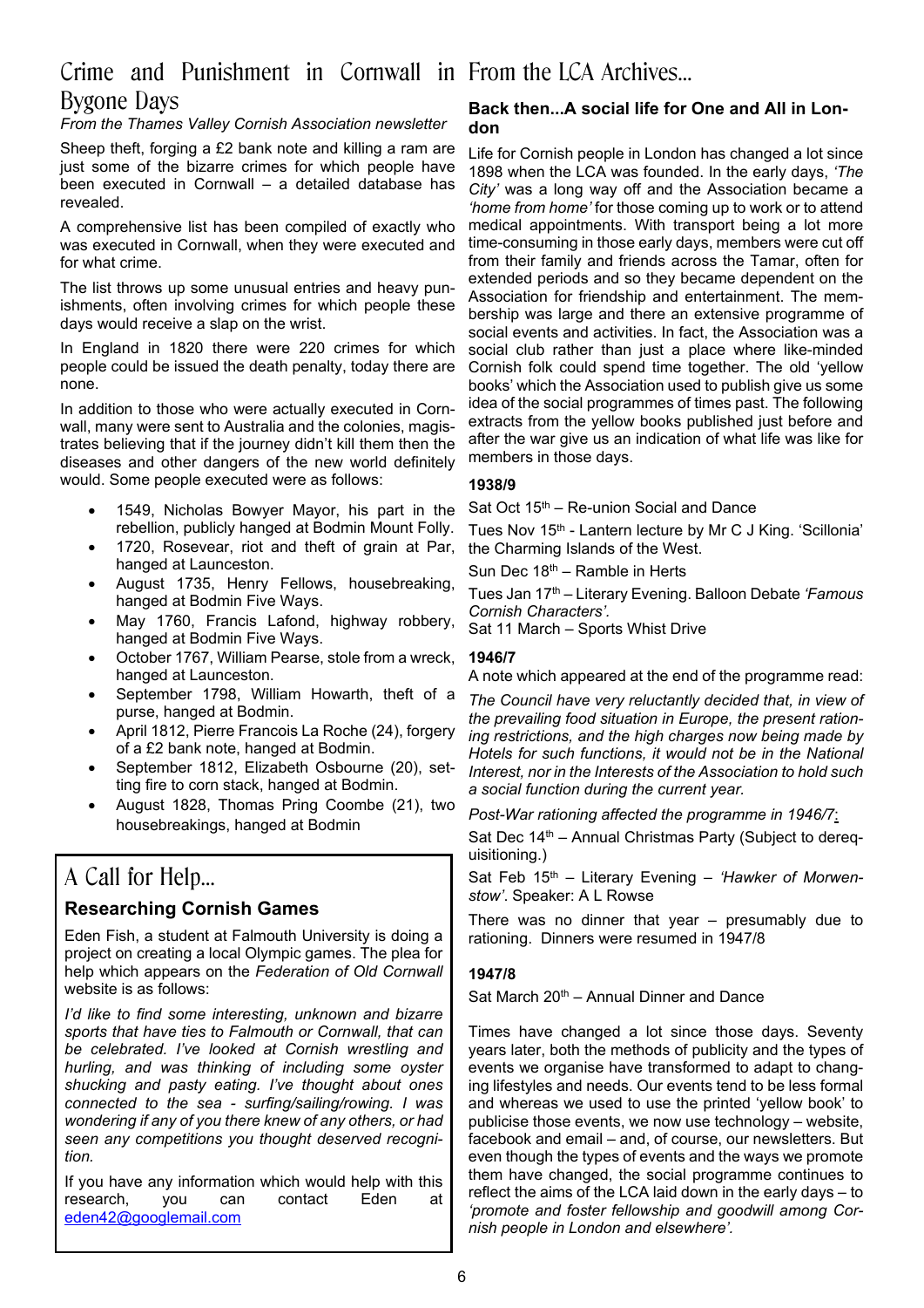# Crime and Punishment in Cornwall in Bygone Days

*From the Thames Valley Cornish Association newsletter*

Sheep theft, forging a £2 bank note and killing a ram are just some of the bizarre crimes for which people have been executed in Cornwall – a detailed database has revealed.

A comprehensive list has been compiled of exactly who was executed in Cornwall, when they were executed and for what crime.

The list throws up some unusual entries and heavy punishments, often involving crimes for which people these days would receive a slap on the wrist.

In England in 1820 there were 220 crimes for which people could be issued the death penalty, today there are none.

In addition to those who were actually executed in Cornwall, many were sent to Australia and the colonies, magistrates believing that if the journey didn't kill them then the diseases and other dangers of the new world definitely would. Some people executed were as follows:

- 1549, Nicholas Bowyer Mayor, his part in the rebellion, publicly hanged at Bodmin Mount Folly.
- 1720, Rosevear, riot and theft of grain at Par, hanged at Launceston.
- August 1735, Henry Fellows, housebreaking, hanged at Bodmin Five Ways.
- May 1760, Francis Lafond, highway robbery, hanged at Bodmin Five Ways.
- October 1767, William Pearse, stole from a wreck, hanged at Launceston.
- September 1798, William Howarth, theft of a purse, hanged at Bodmin.
- April 1812, Pierre Francois La Roche (24), forgery of a £2 bank note, hanged at Bodmin.
- September 1812, Elizabeth Osbourne (20), setting fire to corn stack, hanged at Bodmin.
- August 1828, Thomas Pring Coombe (21), two housebreakings, hanged at Bodmin

# A Call for Help...

## Researching Cornish Games

Eden Fish, a student at Falmouth University is doing a project on creating a local Olympic games. The plea for help which appears on the *Federation of Old Cornwall* website is as follows:

*I'd like to find some interesting, unknown and bizarre sports that have ties to Falmouth or Cornwall, that can be celebrated. I've looked at Cornish wrestling and hurling, and was thinking of including some oyster shucking and pasty eating. I've thought about ones connected to the sea - surfing/sailing/rowing. I was wondering if any of you there knew of any others, or had seen any competitions you thought deserved recognition.*

If you have any information which would help with this research, you can contact Eden at eden42@googlemail.com

# From the LCA Archives...

## Back then...A social life for One and All in London

Life for Cornish people in London has changed a lot since 1898 when the LCA was founded. In the early days, *'The City'* was a long way off and the Association became a *'home from home'* for those coming up to work or to attend medical appointments. With transport being a lot more time-consuming in those early days, members were cut off from their family and friends across the Tamar, often for extended periods and so they became dependent on the Association for friendship and entertainment. The membership was large and there an extensive programme of social events and activities. In fact, the Association was a social club rather than just a place where like-minded Cornish folk could spend time together. The old 'yellow books' which the Association used to publish give us some idea of the social programmes of times past. The following extracts from the yellow books published just before and after the war give us an indication of what life was like for members in those days.

**1938/9**

Sat Oct 15th – Re-union Social and Dance

Tues Nov 15th - Lantern lecture by Mr C J King. 'Scillonia' the Charming Islands of the West.

Sun Dec 18th – Ramble in Herts

Tues Jan 17th – Literary Evening. Balloon Debate *'Famous Cornish Characters'.*

Sat 11 March – Sports Whist Drive

**1946/7**

A note which appeared at the end of the programme read:

*The Council have very reluctantly decided that, in view of the prevailing food situation in Europe, the present rationing restrictions, and the high charges now being made by Hotels for such functions, it would not be in the National Interest, nor in the Interests of the Association to hold such a social function during the current year.*

*Post-War rationing affected the programme in 1946/7:*

Sat Dec 14th – Annual Christmas Party (Subject to derequisitioning.)

Sat Feb 15th – Literary Evening – *'Hawker of Morwenstow'*. Speaker: A L Rowse

There was no dinner that year – presumably due to rationing. Dinners were resumed in 1947/8

**1947/8**

Sat March 20th – Annual Dinner and Dance

Times have changed a lot since those days. Seventy years later, both the methods of publicity and the types of events we organise have transformed to adapt to changing lifestyles and needs. Our events tend to be less formal and whereas we used to use the printed 'yellow book' to publicise those events, we now use technology – website, facebook and email – and, of course, our newsletters. But even though the types of events and the ways we promote them have changed, the social programme continues to reflect the aims of the LCA laid down in the early days – to *'promote and foster fellowship and goodwill among Cornish people in London and elsewhere'.*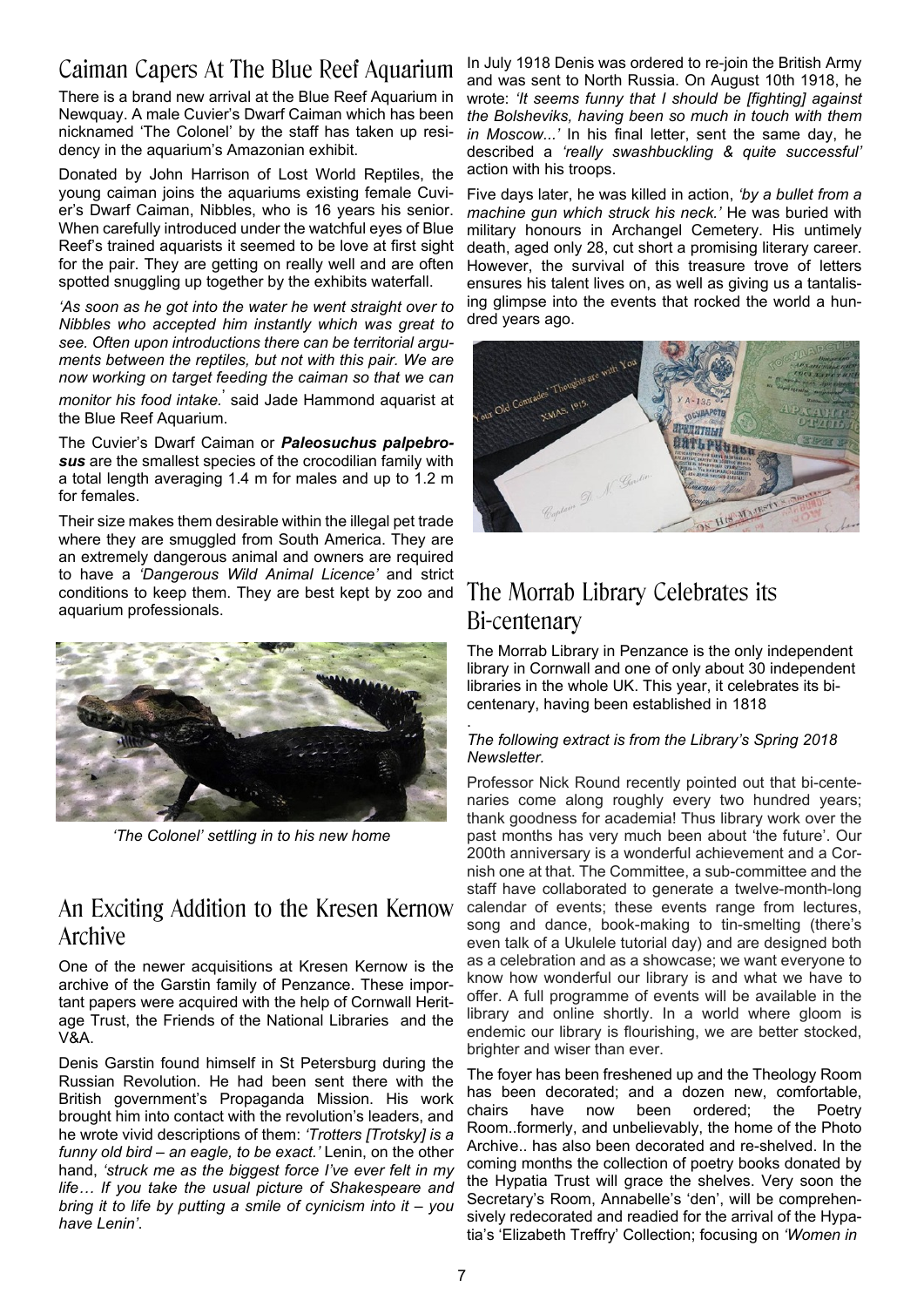## Caiman Capers At The Blue Reef Aquarium

There is a brand new arrival at the Blue Reef Aquarium in Newquay. A male Cuvier's Dwarf Caiman which has been nicknamed 'The Colonel' by the staff has taken up residency in the aquarium's Amazonian exhibit.

Donated by John Harrison of Lost World Reptiles, the young caiman joins the aquariums existing female Cuvier's Dwarf Caiman, Nibbles, who is 16 years his senior. When carefully introduced under the watchful eyes of Blue Reef's trained aquarists it seemed to be love at first sight for the pair. They are getting on really well and are often spotted snuggling up together by the exhibits waterfall.

*'As soon as he got into the water he went straight over to Nibbles who accepted him instantly which was great to see. Often upon introductions there can be territorial arguments between the reptiles, but not with this pair. We are now working on target feeding the caiman so that we can monitor his food intake.'* said Jade Hammond aquarist at the Blue Reef Aquarium.

The Cuvier's Dwarf Caiman or ***Paleosuchus palpebrosus*** are the smallest species of the crocodilian family with a total length averaging 1.4 m for males and up to 1.2 m for females.

Their size makes them desirable within the illegal pet trade where they are smuggled from South America. They are an extremely dangerous animal and owners are required to have a *'Dangerous Wild Animal Licence'* and strict conditions to keep them. They are best kept by zoo and aquarium professionals.

*'The Colonel' settling in to his new home*

## An Exciting Addition to the Kresen Kernow Archive

One of the newer acquisitions at Kresen Kernow is the archive of the Garstin family of Penzance. These important papers were acquired with the help of Cornwall Heritage Trust, the Friends of the National Libraries and the V&A.

Denis Garstin found himself in St Petersburg during the Russian Revolution. He had been sent there with the British government's Propaganda Mission. His work brought him into contact with the revolution's leaders, and he wrote vivid descriptions of them: *'Trotters [Trotsky] is a funny old bird – an eagle, to be exact.'* Lenin, on the other hand, *'struck me as the biggest force I've ever felt in my life… If you take the usual picture of Shakespeare and bring it to life by putting a smile of cynicism into it – you have Lenin'*.

In July 1918 Denis was ordered to re-join the British Army and was sent to North Russia. On August 10th 1918, he wrote: *'It seems funny that I should be [fighting] against the Bolsheviks, having been so much in touch with them in Moscow...'* In his final letter, sent the same day, he described a *'really swashbuckling & quite successful'* action with his troops.

Five days later, he was killed in action, *'by a bullet from a machine gun which struck his neck.'* He was buried with military honours in Archangel Cemetery. His untimely death, aged only 28, cut short a promising literary career. However, the survival of this treasure trove of letters ensures his talent lives on, as well as giving us a tantalising glimpse into the events that rocked the world a hundred years ago.

## The Morrab Library Celebrates its Bi-centenary

The Morrab Library in Penzance is the only independent library in Cornwall and one of only about 30 independent libraries in the whole UK. This year, it celebrates its bi-centenary, having been established in 1818

.

*The following extract is from the Library's Spring 2018 Newsletter.*

Professor Nick Round recently pointed out that bi-centenaries come along roughly every two hundred years; thank goodness for academia! Thus library work over the past months has very much been about 'the future'. Our 200th anniversary is a wonderful achievement and a Cornish one at that. The Committee, a sub-committee and the staff have collaborated to generate a twelve-month-long calendar of events; these events range from lectures, song and dance, book-making to tin-smelting (there's even talk of a Ukulele tutorial day) and are designed both as a celebration and as a showcase; we want everyone to know how wonderful our library is and what we have to offer. A full programme of events will be available in the library and online shortly. In a world where gloom is endemic our library is flourishing, we are better stocked, brighter and wiser than ever.

The foyer has been freshened up and the Theology Room has been decorated; and a dozen new, comfortable, chairs have now been ordered; the Poetry Room..formerly, and unbelievably, the home of the Photo Archive.. has also been decorated and re-shelved. In the coming months the collection of poetry books donated by the Hypatia Trust will grace the shelves. Very soon the Secretary's Room, Annabelle's 'den', will be comprehensively redecorated and readied for the arrival of the Hypatia's 'Elizabeth Treffry' Collection; focusing on *'Women in*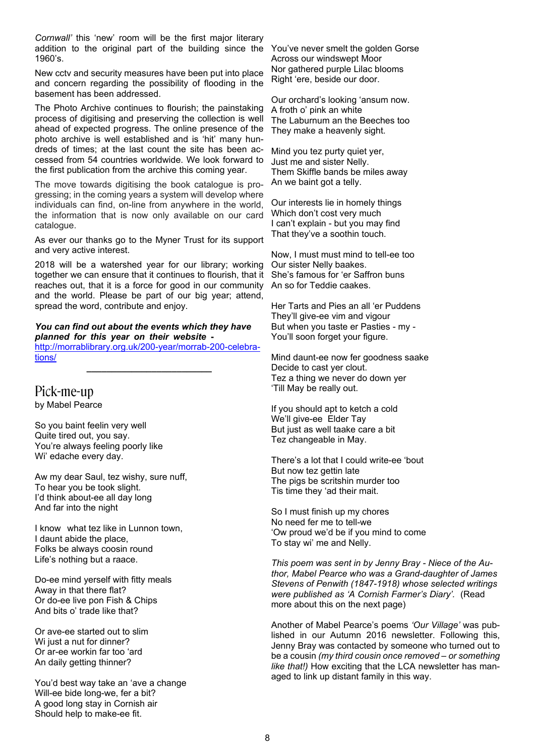*Cornwall'* this 'new' room will be the first major literary addition to the original part of the building since the 1960's.

New cctv and security measures have been put into place and concern regarding the possibility of flooding in the basement has been addressed.

The Photo Archive continues to flourish; the painstaking process of digitising and preserving the collection is well ahead of expected progress. The online presence of the photo archive is well established and is 'hit' many hundreds of times; at the last count the site has been accessed from 54 countries worldwide. We look forward to the first publication from the archive this coming year.

The move towards digitising the book catalogue is progressing; in the coming years a system will develop where individuals can find, on-line from anywhere in the world, the information that is now only available on our card catalogue.

As ever our thanks go to the Myner Trust for its support and very active interest.

2018 will be a watershed year for our library; working together we can ensure that it continues to flourish, that it reaches out, that it is a force for good in our community and the world. Please be part of our big year; attend, spread the word, contribute and enjoy.

***You can find out about the events which they have planned for this year on their website -***
http://morrablibrary.org.uk/200-year/morrab-200-celebrations/

---

## Pick-me-up

by Mabel Pearce

So you baint feelin very well
Quite tired out, you say.
You're always feeling poorly like
Wi' edache every day.

Aw my dear Saul, tez wishy, sure nuff,
To hear you be took slight.
I'd think about-ee all day long
And far into the night

I know what tez like in Lunnon town,
I daunt abide the place,
Folks be always coosin round
Life's nothing but a raace.

Do-ee mind yerself with fitty meals
Away in that there flat?
Or do-ee live pon Fish & Chips
And bits o' trade like that?

Or ave-ee started out to slim
Wi just a nut for dinner?
Or ar-ee workin far too 'ard
An daily getting thinner?

You'd best way take an 'ave a change
Will-ee bide long-we, fer a bit?
A good long stay in Cornish air
Should help to make-ee fit.

You've never smelt the golden Gorse
Across our windswept Moor
Nor gathered purple Lilac blooms
Right 'ere, beside our door.

Our orchard's looking 'ansum now.
A froth o' pink an white
The Laburnum an the Beeches too
They make a heavenly sight.

Mind you tez purty quiet yer,
Just me and sister Nelly.
Them Skiffle bands be miles away
An we baint got a telly.

Our interests lie in homely things
Which don't cost very much
I can't explain - but you may find
That they've a soothin touch.

Now, I must must mind to tell-ee too
Our sister Nelly baakes.
She's famous for 'er Saffron buns
An so for Teddie caakes.

Her Tarts and Pies an all 'er Puddens
They'll give-ee vim and vigour
But when you taste er Pasties - my -
You'll soon forget your figure.

Mind daunt-ee now fer goodness saake
Decide to cast yer clout.
Tez a thing we never do down yer
'Till May be really out.

If you should apt to ketch a cold
We'll give-ee Elder Tay
But just as well taake care a bit
Tez changeable in May.

There's a lot that I could write-ee 'bout
But now tez gettin late
The pigs be scritshin murder too
Tis time they 'ad their mait.

So I must finish up my chores
No need fer me to tell-we
'Ow proud we'd be if you mind to come
To stay wi' me and Nelly.

*This poem was sent in by Jenny Bray - Niece of the Author, Mabel Pearce who was a Grand-daughter of James Stevens of Penwith (1847-1918) whose selected writings were published as 'A Cornish Farmer's Diary'.* (Read more about this on the next page)

Another of Mabel Pearce's poems *'Our Village'* was published in our Autumn 2016 newsletter. Following this, Jenny Bray was contacted by someone who turned out to be a cousin *(my third cousin once removed – or something like that!)* How exciting that the LCA newsletter has managed to link up distant family in this way.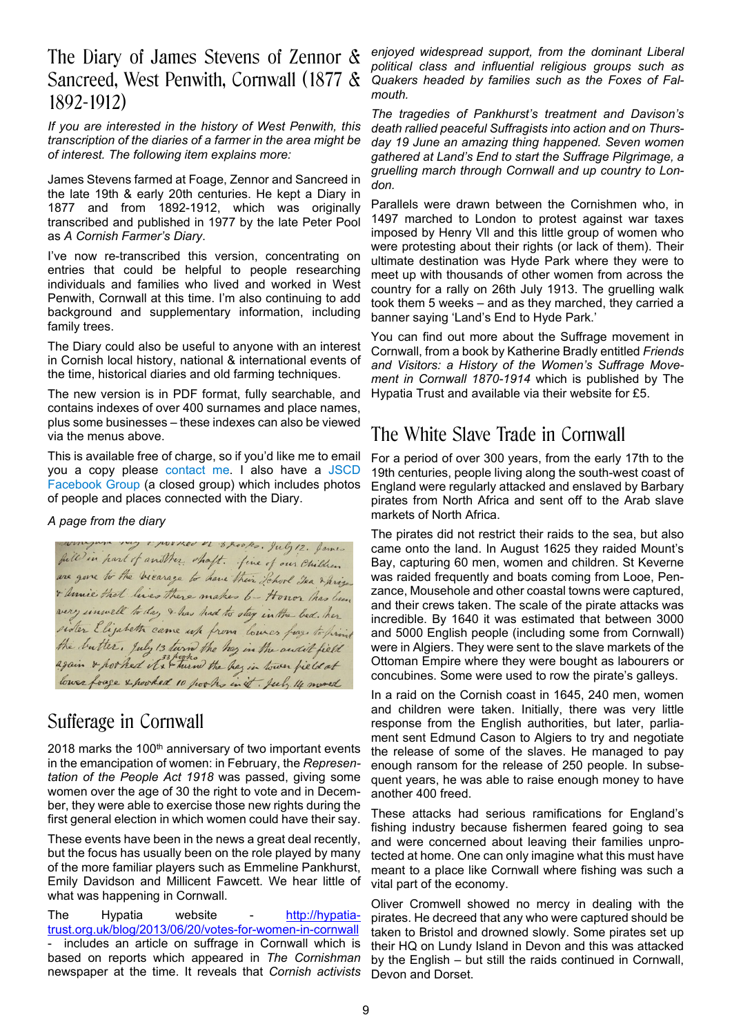## The Diary of James Stevens of Zennor & Sancreed, West Penwith, Cornwall (1877 & 1892-1912)

*If you are interested in the history of West Penwith, this transcription of the diaries of a farmer in the area might be of interest. The following item explains more:*

James Stevens farmed at Foage, Zennor and Sancreed in the late 19th & early 20th centuries. He kept a Diary in 1877 and from 1892-1912, which was originally transcribed and published in 1977 by the late Peter Pool as *A Cornish Farmer's Diary*.

I've now re-transcribed this version, concentrating on entries that could be helpful to people researching individuals and families who lived and worked in West Penwith, Cornwall at this time. I'm also continuing to add background and supplementary information, including family trees.

The Diary could also be useful to anyone with an interest in Cornish local history, national & international events of the time, historical diaries and old farming techniques.

The new version is in PDF format, fully searchable, and contains indexes of over 400 surnames and place names, plus some businesses – these indexes can also be viewed via the menus above.

This is available free of charge, so if you'd like me to email you a copy please contact me. I also have a JSCD Facebook Group (a closed group) which includes photos of people and places connected with the Diary.

*A page from the diary*

## Sufferage in Cornwall

2018 marks the 100th anniversary of two important events in the emancipation of women: in February, the *Representation of the People Act 1918* was passed, giving some women over the age of 30 the right to vote and in December, they were able to exercise those new rights during the first general election in which women could have their say.

These events have been in the news a great deal recently, but the focus has usually been on the role played by many of the more familiar players such as Emmeline Pankhurst, Emily Davidson and Millicent Fawcett. We hear little of what was happening in Cornwall.

The Hypatia website - http://hypatia-trust.org.uk/blog/2013/06/20/votes-for-women-in-cornwall - includes an article on suffrage in Cornwall which is based on reports which appeared in *The Cornishman* newspaper at the time. It reveals that *Cornish activists enjoyed widespread support, from the dominant Liberal political class and influential religious groups such as Quakers headed by families such as the Foxes of Falmouth.*

*The tragedies of Pankhurst's treatment and Davison's death rallied peaceful Suffragists into action and on Thursday 19 June an amazing thing happened. Seven women gathered at Land's End to start the Suffrage Pilgrimage, a gruelling march through Cornwall and up country to London.*

Parallels were drawn between the Cornishmen who, in 1497 marched to London to protest against war taxes imposed by Henry Vll and this little group of women who were protesting about their rights (or lack of them). Their ultimate destination was Hyde Park where they were to meet up with thousands of other women from across the country for a rally on 26th July 1913. The gruelling walk took them 5 weeks – and as they marched, they carried a banner saying 'Land's End to Hyde Park.'

You can find out more about the Suffrage movement in Cornwall, from a book by Katherine Bradly entitled *Friends and Visitors: a History of the Women's Suffrage Movement in Cornwall 1870-1914* which is published by The Hypatia Trust and available via their website for £5.

## The White Slave Trade in Cornwall

For a period of over 300 years, from the early 17th to the 19th centuries, people living along the south-west coast of England were regularly attacked and enslaved by Barbary pirates from North Africa and sent off to the Arab slave markets of North Africa.

The pirates did not restrict their raids to the sea, but also came onto the land. In August 1625 they raided Mount's Bay, capturing 60 men, women and children. St Keverne was raided frequently and boats coming from Looe, Penzance, Mousehole and other coastal towns were captured, and their crews taken. The scale of the pirate attacks was incredible. By 1640 it was estimated that between 3000 and 5000 English people (including some from Cornwall) were in Algiers. They were sent to the slave markets of the Ottoman Empire where they were bought as labourers or concubines. Some were used to row the pirate's galleys.

In a raid on the Cornish coast in 1645, 240 men, women and children were taken. Initially, there was very little response from the English authorities, but later, parliament sent Edmund Cason to Algiers to try and negotiate the release of some of the slaves. He managed to pay enough ransom for the release of 250 people. In subsequent years, he was able to raise enough money to have another 400 freed.

These attacks had serious ramifications for England's fishing industry because fishermen feared going to sea and were concerned about leaving their families unprotected at home. One can only imagine what this must have meant to a place like Cornwall where fishing was such a vital part of the economy.

Oliver Cromwell showed no mercy in dealing with the pirates. He decreed that any who were captured should be taken to Bristol and drowned slowly. Some pirates set up their HQ on Lundy Island in Devon and this was attacked by the English – but still the raids continued in Cornwall, Devon and Dorset.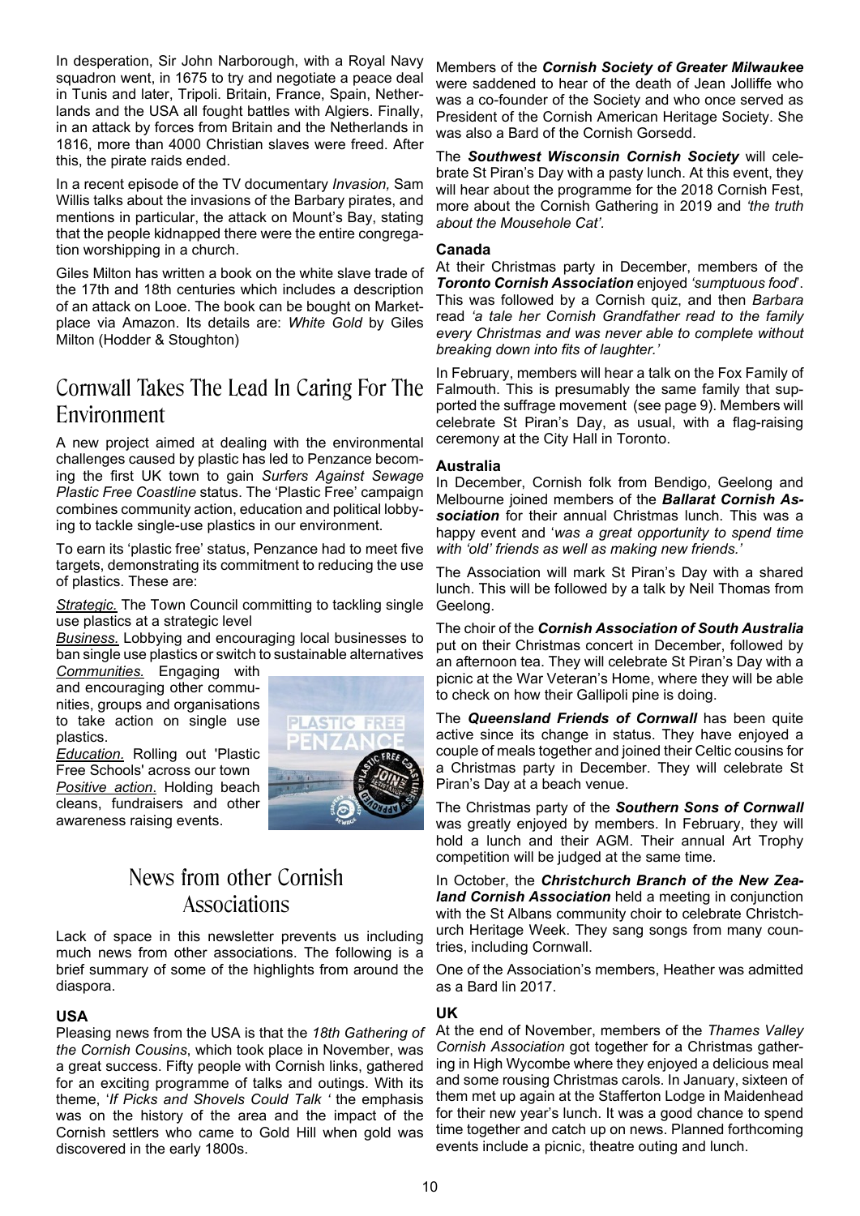In desperation, Sir John Narborough, with a Royal Navy squadron went, in 1675 to try and negotiate a peace deal in Tunis and later, Tripoli. Britain, France, Spain, Netherlands and the USA all fought battles with Algiers. Finally, in an attack by forces from Britain and the Netherlands in 1816, more than 4000 Christian slaves were freed. After this, the pirate raids ended.

In a recent episode of the TV documentary *Invasion,* Sam Willis talks about the invasions of the Barbary pirates, and mentions in particular, the attack on Mount's Bay, stating that the people kidnapped there were the entire congregation worshipping in a church.

Giles Milton has written a book on the white slave trade of the 17th and 18th centuries which includes a description of an attack on Looe. The book can be bought on Marketplace via Amazon. Its details are: *White Gold* by Giles Milton (Hodder & Stoughton)

## Cornwall Takes The Lead In Caring For The Environment

A new project aimed at dealing with the environmental challenges caused by plastic has led to Penzance becoming the first UK town to gain *Surfers Against Sewage Plastic Free Coastline* status. The 'Plastic Free' campaign combines community action, education and political lobbying to tackle single-use plastics in our environment.

To earn its 'plastic free' status, Penzance had to meet five targets, demonstrating its commitment to reducing the use of plastics. These are:

*Strategic.* The Town Council committing to tackling single use plastics at a strategic level

*Business.* Lobbying and encouraging local businesses to ban single use plastics or switch to sustainable alternatives

*Communities.* Engaging with and encouraging other communities, groups and organisations to take action on single use plastics.

*Education.* Rolling out 'Plastic Free Schools' across our town

*Positive action.* Holding beach cleans, fundraisers and other awareness raising events.

## News from other Cornish Associations

Lack of space in this newsletter prevents us including much news from other associations. The following is a brief summary of some of the highlights from around the diaspora.

### USA

Pleasing news from the USA is that the *18th Gathering of the Cornish Cousins*, which took place in November, was a great success. Fifty people with Cornish links, gathered for an exciting programme of talks and outings. With its theme, '*If Picks and Shovels Could Talk* ' the emphasis was on the history of the area and the impact of the Cornish settlers who came to Gold Hill when gold was discovered in the early 1800s.

Members of the ***Cornish Society of Greater Milwaukee*** were saddened to hear of the death of Jean Jolliffe who was a co-founder of the Society and who once served as President of the Cornish American Heritage Society. She was also a Bard of the Cornish Gorsedd.

The ***Southwest Wisconsin Cornish Society*** will celebrate St Piran's Day with a pasty lunch. At this event, they will hear about the programme for the 2018 Cornish Fest, more about the Cornish Gathering in 2019 and *'the truth about the Mousehole Cat'.*

### Canada

At their Christmas party in December, members of the ***Toronto Cornish Association*** enjoyed *'sumptuous food*'. This was followed by a Cornish quiz, and then *Barbara* read *'a tale her Cornish Grandfather read to the family every Christmas and was never able to complete without breaking down into fits of laughter.'*

In February, members will hear a talk on the Fox Family of Falmouth. This is presumably the same family that supported the suffrage movement (see page 9). Members will celebrate St Piran's Day, as usual, with a flag-raising ceremony at the City Hall in Toronto.

### Australia

In December, Cornish folk from Bendigo, Geelong and Melbourne joined members of the ***Ballarat Cornish Association*** for their annual Christmas lunch. This was a happy event and '*was a great opportunity to spend time with 'old' friends as well as making new friends.'*

The Association will mark St Piran's Day with a shared lunch. This will be followed by a talk by Neil Thomas from Geelong.

The choir of the ***Cornish Association of South Australia*** put on their Christmas concert in December, followed by an afternoon tea. They will celebrate St Piran's Day with a picnic at the War Veteran's Home, where they will be able to check on how their Gallipoli pine is doing.

The ***Queensland Friends of Cornwall*** has been quite active since its change in status. They have enjoyed a couple of meals together and joined their Celtic cousins for a Christmas party in December. They will celebrate St Piran's Day at a beach venue.

The Christmas party of the ***Southern Sons of Cornwall*** was greatly enjoyed by members. In February, they will hold a lunch and their AGM. Their annual Art Trophy competition will be judged at the same time.

In October, the ***Christchurch Branch of the New Zealand Cornish Association*** held a meeting in conjunction with the St Albans community choir to celebrate Christchurch Heritage Week. They sang songs from many countries, including Cornwall.

One of the Association's members, Heather was admitted as a Bard lin 2017.

### UK

At the end of November, members of the *Thames Valley Cornish Association* got together for a Christmas gathering in High Wycombe where they enjoyed a delicious meal and some rousing Christmas carols. In January, sixteen of them met up again at the Stafferton Lodge in Maidenhead for their new year's lunch. It was a good chance to spend time together and catch up on news. Planned forthcoming events include a picnic, theatre outing and lunch.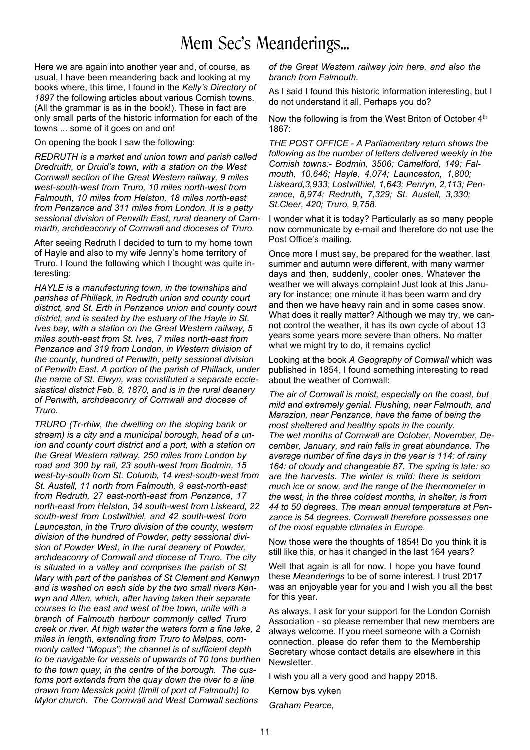# Mem Sec's Meanderings...

Here we are again into another year and, of course, as usual, I have been meandering back and looking at my books where, this time, I found in the *Kelly's Directory of 1897* the following articles about various Cornish towns. (All the grammar is as in the book!). These in fact are only small parts of the historic information for each of the towns ... some of it goes on and on!

On opening the book I saw the following:

*REDRUTH is a market and union town and parish called Dredruith, or Druid's town, with a station on the West Cornwall section of the Great Western railway, 9 miles west-south-west from Truro, 10 miles north-west from Falmouth, 10 miles from Helston, 18 miles north-east from Penzance and 311 miles from London. It is a petty sessional division of Penwith East, rural deanery of Carnmarth, archdeaconry of Cornwall and dioceses of Truro.*

After seeing Redruth I decided to turn to my home town of Hayle and also to my wife Jenny's home territory of Truro. I found the following which I thought was quite interesting:

*HAYLE is a manufacturing town, in the townships and parishes of Phillack, in Redruth union and county court district, and St. Erth in Penzance union and county court district, and is seated by the estuary of the Hayle in St. Ives bay, with a station on the Great Western railway, 5 miles south-east from St. Ives, 7 miles north-east from Penzance and 319 from London, in Western division of the county, hundred of Penwith, petty sessional division of Penwith East. A portion of the parish of Phillack, under the name of St. Elwyn, was constituted a separate ecclesiastical district Feb. 8, 1870, and is in the rural deanery of Penwith, archdeaconry of Cornwall and diocese of Truro.*

*TRURO (Tr-rhiw, the dwelling on the sloping bank or stream) is a city and a municipal borough, head of a union and county court district and a port, with a station on the Great Western railway, 250 miles from London by road and 300 by rail, 23 south-west from Bodmin, 15 west-by-south from St. Columb, 14 west-south-west from St. Austell, 11 north from Falmouth, 9 east-north-east from Redruth, 27 east-north-east from Penzance, 17 north-east from Helston, 34 south-west from Liskeard, 22 south-west from Lostwithiel, and 42 south-west from Launceston, in the Truro division of the county, western division of the hundred of Powder, petty sessional division of Powder West, in the rural deanery of Powder, archdeaconry of Cornwall and diocese of Truro. The city is situated in a valley and comprises the parish of St Mary with part of the parishes of St Clement and Kenwyn and is washed on each side by the two small rivers Kenwyn and Allen, which, after having taken their separate courses to the east and west of the town, unite with a branch of Falmouth harbour commonly called Truro creek or river. At high water the waters form a fine lake, 2 miles in length, extending from Truro to Malpas, commonly called "Mopus"; the channel is of sufficient depth to be navigable for vessels of upwards of 70 tons burthen to the town quay, in the centre of the borough. The customs port extends from the quay down the river to a line drawn from Messick point (limilt of port of Falmouth) to Mylor church. The Cornwall and West Cornwall sections of the Great Western railway join here, and also the branch from Falmouth.*

As I said I found this historic information interesting, but I do not understand it all. Perhaps you do?

Now the following is from the West Briton of October 4th 1867:

*THE POST OFFICE - A Parliamentary return shows the following as the number of letters delivered weekly in the Cornish towns:- Bodmin, 3506; Camelford, 149; Falmouth, 10,646; Hayle, 4,074; Launceston, 1,800; Liskeard,3,933; Lostwithiel, 1,643; Penryn, 2,113; Penzance, 8,974; Redruth, 7,329; St. Austell, 3,330; St.Cleer, 420; Truro, 9,758.*

I wonder what it is today? Particularly as so many people now communicate by e-mail and therefore do not use the Post Office's mailing.

Once more I must say, be prepared for the weather. last summer and autumn were different, with many warmer days and then, suddenly, cooler ones. Whatever the weather we will always complain! Just look at this January for instance; one minute it has been warm and dry and then we have heavy rain and in some cases snow. What does it really matter? Although we may try, we cannot control the weather, it has its own cycle of about 13 years some years more severe than others. No matter what we might try to do, it remains cyclic!

Looking at the book *A Geography of Cornwall* which was published in 1854, I found something interesting to read about the weather of Cornwall:

*The air of Cornwall is moist, especially on the coast, but mild and extremely genial. Flushing, near Falmouth, and Marazion, near Penzance, have the fame of being the most sheltered and healthy spots in the county.*
*The wet months of Cornwall are October, November, December, January, and rain falls in great abundance. The average number of fine days in the year is 114: of rainy 164: of cloudy and changeable 87. The spring is late: so are the harvests. The winter is mild: there is seldom much ice or snow, and the range of the thermometer in the west, in the three coldest months, in shelter, is from 44 to 50 degrees. The mean annual temperature at Penzance is 54 degrees. Cornwall therefore possesses one of the most equable climates in Europe.*

Now those were the thoughts of 1854! Do you think it is still like this, or has it changed in the last 164 years?

Well that again is all for now. I hope you have found these *Meanderings* to be of some interest. I trust 2017 was an enjoyable year for you and I wish you all the best for this year.

As always, I ask for your support for the London Cornish Association - so please remember that new members are always welcome. If you meet someone with a Cornish connection. please do refer them to the Membership Secretary whose contact details are elsewhere in this Newsletter.

I wish you all a very good and happy 2018.

Kernow bys vyken

*Graham Pearce,*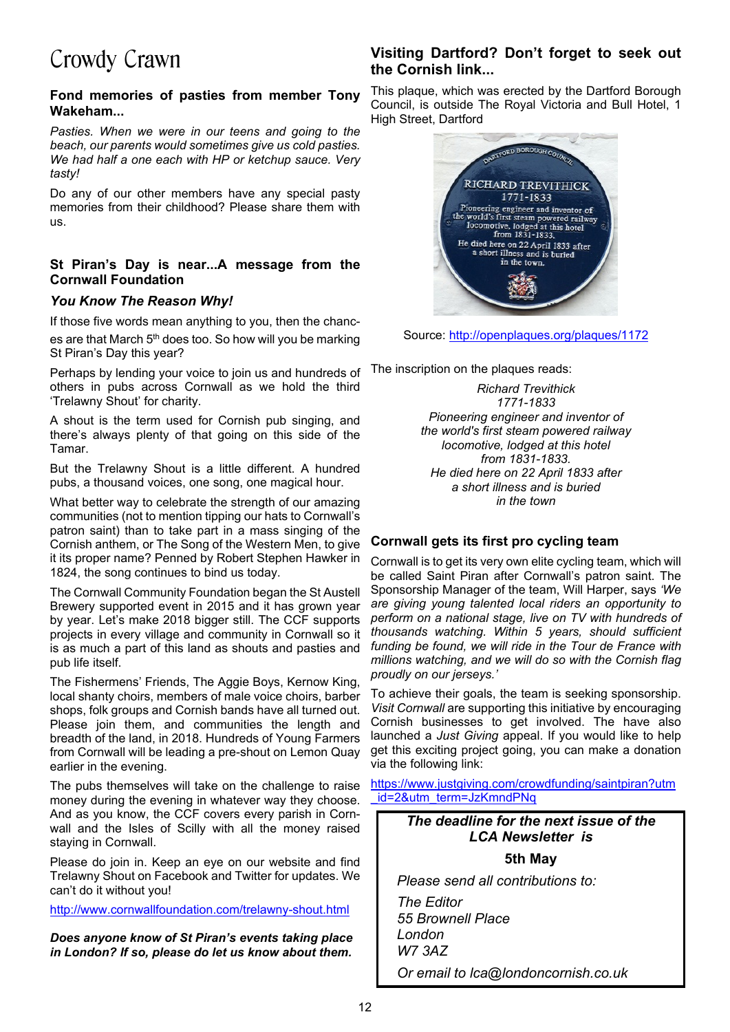# Crowdy Crawn

### Fond memories of pasties from member Tony Wakeham...

*Pasties. When we were in our teens and going to the beach, our parents would sometimes give us cold pasties. We had half a one each with HP or ketchup sauce. Very tasty!*

Do any of our other members have any special pasty memories from their childhood? Please share them with us.

### St Piran's Day is near...A message from the Cornwall Foundation

***You Know The Reason Why!***

If those five words mean anything to you, then the chances are that March 5th does too. So how will you be marking St Piran's Day this year?

Perhaps by lending your voice to join us and hundreds of others in pubs across Cornwall as we hold the third 'Trelawny Shout' for charity.

A shout is the term used for Cornish pub singing, and there's always plenty of that going on this side of the Tamar.

But the Trelawny Shout is a little different. A hundred pubs, a thousand voices, one song, one magical hour.

What better way to celebrate the strength of our amazing communities (not to mention tipping our hats to Cornwall's patron saint) than to take part in a mass singing of the Cornish anthem, or The Song of the Western Men, to give it its proper name? Penned by Robert Stephen Hawker in 1824, the song continues to bind us today.

The Cornwall Community Foundation began the St Austell Brewery supported event in 2015 and it has grown year by year. Let's make 2018 bigger still. The CCF supports projects in every village and community in Cornwall so it is as much a part of this land as shouts and pasties and pub life itself.

The Fishermens' Friends, The Aggie Boys, Kernow King, local shanty choirs, members of male voice choirs, barber shops, folk groups and Cornish bands have all turned out. Please join them, and communities the length and breadth of the land, in 2018. Hundreds of Young Farmers from Cornwall will be leading a pre-shout on Lemon Quay earlier in the evening.

The pubs themselves will take on the challenge to raise money during the evening in whatever way they choose. And as you know, the CCF covers every parish in Cornwall and the Isles of Scilly with all the money raised staying in Cornwall.

Please do join in. Keep an eye on our website and find Trelawny Shout on Facebook and Twitter for updates. We can't do it without you!

http://www.cornwallfoundation.com/trelawny-shout.html

***Does anyone know of St Piran's events taking place in London? If so, please do let us know about them.***

### Visiting Dartford? Don't forget to seek out the Cornish link...

This plaque, which was erected by the Dartford Borough Council, is outside The Royal Victoria and Bull Hotel, 1 High Street, Dartford

DARTFORD BOROUGH COUNCIL

RICHARD TREVITHICK
1771-1833
Pioneering engineer and inventor of the world's first steam powered railway locomotive, lodged at this hotel from 1831-1833.
He died here on 22 April 1833 after a short illness and is buried in the town.

Source: http://openplaques.org/plaques/1172

The inscription on the plaques reads:

*Richard Trevithick*
*1771-1833*
*Pioneering engineer and inventor of*
*the world's first steam powered railway*
*locomotive, lodged at this hotel*
*from 1831-1833.*
*He died here on 22 April 1833 after*
*a short illness and is buried*
*in the town*

### Cornwall gets its first pro cycling team

Cornwall is to get its very own elite cycling team, which will be called Saint Piran after Cornwall's patron saint. The Sponsorship Manager of the team, Will Harper, says *'We are giving young talented local riders an opportunity to perform on a national stage, live on TV with hundreds of thousands watching. Within 5 years, should sufficient funding be found, we will ride in the Tour de France with millions watching, and we will do so with the Cornish flag proudly on our jerseys.'*

To achieve their goals, the team is seeking sponsorship. *Visit Cornwall* are supporting this initiative by encouraging Cornish businesses to get involved. The have also launched a *Just Giving* appeal. If you would like to help get this exciting project going, you can make a donation via the following link:

https://www.justgiving.com/crowdfunding/saintpiran?utm_id=2&utm_term=JzKmndPNq

***The deadline for the next issue of the LCA Newsletter is***

**5th May**

*Please send all contributions to:*

*The Editor*
*55 Brownell Place*
*London*
*W7 3AZ*

*Or email to lca@londoncornish.co.uk*